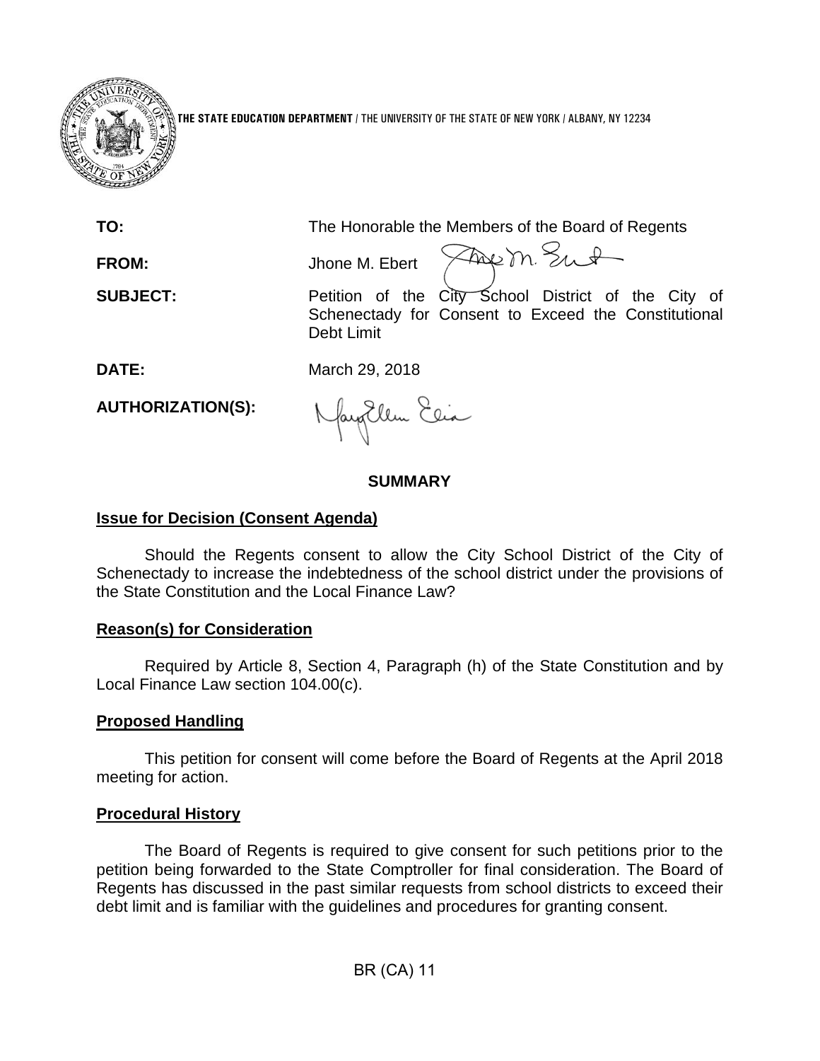**THE STATE EDUCATION DEPARTMENT** / THE UNIVERSITY OF THE STATE OF NEW YORK / ALBANY, NY 12234

**TO:** The Honorable the Members of the Board of Regents

**FROM:** Jhone M. Ebert

**SUBJECT:** Petition of the City School District of the City of Schenectady for Consent to Exceed the Constitutional Debt Limit

**DATE:** March 29, 2018

**AUTHORIZATION(S):**

## SUMMARY

### Issue for Decision (Consent Agenda)

Should the Regents consent to allow the City School District of the City of Schenectady to increase the indebtedness of the school district under the provisions of the State Constitution and the Local Finance Law?

### Reason(s) for Consideration

Required by Article 8, Section 4, Paragraph (h) of the State Constitution and by Local Finance Law section 104.00(c).

### Proposed Handling

This petition for consent will come before the Board of Regents at the April 2018 meeting for action.

### Procedural History

The Board of Regents is required to give consent for such petitions prior to the petition being forwarded to the State Comptroller for final consideration. The Board of Regents has discussed in the past similar requests from school districts to exceed their debt limit and is familiar with the guidelines and procedures for granting consent.

BR (CA) 11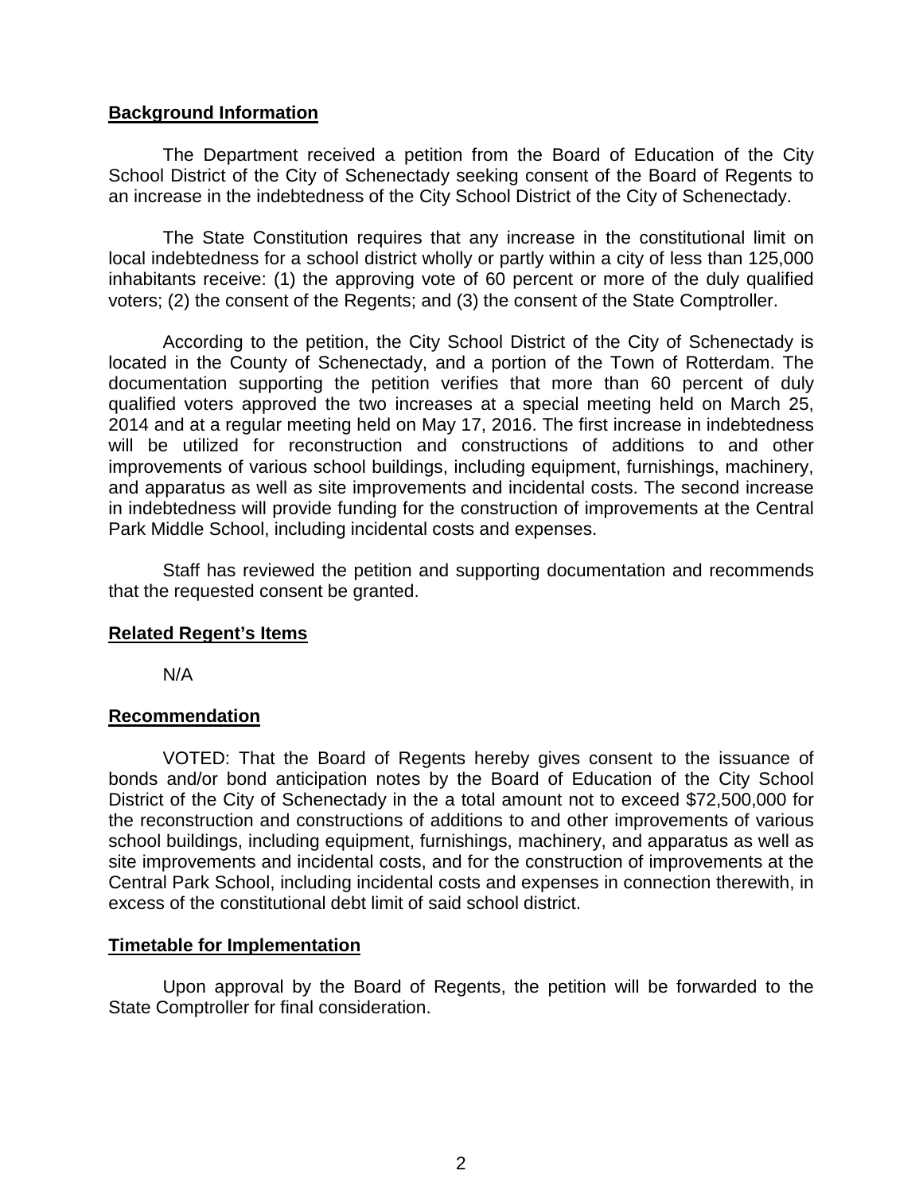## Background Information

The Department received a petition from the Board of Education of the City School District of the City of Schenectady seeking consent of the Board of Regents to an increase in the indebtedness of the City School District of the City of Schenectady.

The State Constitution requires that any increase in the constitutional limit on local indebtedness for a school district wholly or partly within a city of less than 125,000 inhabitants receive: (1) the approving vote of 60 percent or more of the duly qualified voters; (2) the consent of the Regents; and (3) the consent of the State Comptroller.

According to the petition, the City School District of the City of Schenectady is located in the County of Schenectady, and a portion of the Town of Rotterdam. The documentation supporting the petition verifies that more than 60 percent of duly qualified voters approved the two increases at a special meeting held on March 25, 2014 and at a regular meeting held on May 17, 2016. The first increase in indebtedness will be utilized for reconstruction and constructions of additions to and other improvements of various school buildings, including equipment, furnishings, machinery, and apparatus as well as site improvements and incidental costs. The second increase in indebtedness will provide funding for the construction of improvements at the Central Park Middle School, including incidental costs and expenses.

Staff has reviewed the petition and supporting documentation and recommends that the requested consent be granted.

## Related Regent's Items

N/A

## Recommendation

VOTED: That the Board of Regents hereby gives consent to the issuance of bonds and/or bond anticipation notes by the Board of Education of the City School District of the City of Schenectady in the a total amount not to exceed $72,500,000 for the reconstruction and constructions of additions to and other improvements of various school buildings, including equipment, furnishings, machinery, and apparatus as well as site improvements and incidental costs, and for the construction of improvements at the Central Park School, including incidental costs and expenses in connection therewith, in excess of the constitutional debt limit of said school district.

## Timetable for Implementation

Upon approval by the Board of Regents, the petition will be forwarded to the State Comptroller for final consideration.